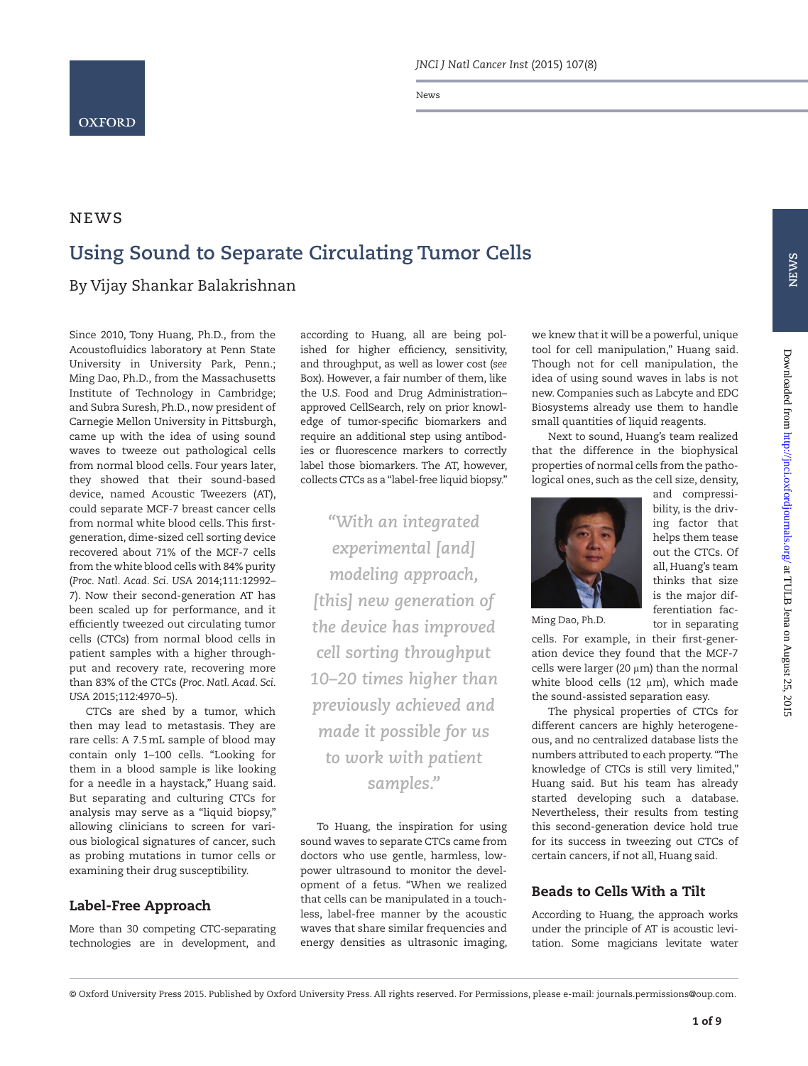# NEWS

## Using Sound to Separate Circulating Tumor Cells

By Vijay Shankar Balakrishnan

Since 2010, Tony Huang, Ph.D., from the Acoustofluidics laboratory at Penn State University in University Park, Penn.; Ming Dao, Ph.D., from the Massachusetts Institute of Technology in Cambridge; and Subra Suresh, Ph.D., now president of Carnegie Mellon University in Pittsburgh, came up with the idea of using sound waves to tweeze out pathological cells from normal blood cells. Four years later, they showed that their sound-based device, named Acoustic Tweezers (AT), could separate MCF-7 breast cancer cells from normal white blood cells. This first-generation, dime-sized cell sorting device recovered about 71% of the MCF-7 cells from the white blood cells with 84% purity (*Proc. Natl. Acad. Sci. USA* 2014;111:12992–7). Now their second-generation AT has been scaled up for performance, and it efficiently tweezed out circulating tumor cells (CTCs) from normal blood cells in patient samples with a higher throughput and recovery rate, recovering more than 83% of the CTCs (*Proc. Natl. Acad. Sci. USA* 2015;112:4970–5).

CTCs are shed by a tumor, which then may lead to metastasis. They are rare cells: A 7.5 mL sample of blood may contain only 1–100 cells. "Looking for them in a blood sample is like looking for a needle in a haystack," Huang said. But separating and culturing CTCs for analysis may serve as a "liquid biopsy," allowing clinicians to screen for various biological signatures of cancer, such as probing mutations in tumor cells or examining their drug susceptibility.

### Label-Free Approach

More than 30 competing CTC-separating technologies are in development, and according to Huang, all are being polished for higher efficiency, sensitivity, and throughput, as well as lower cost (*see* Box). However, a fair number of them, like the U.S. Food and Drug Administration–approved CellSearch, rely on prior knowledge of tumor-specific biomarkers and require an additional step using antibodies or fluorescence markers to correctly label those biomarkers. The AT, however, collects CTCs as a "label-free liquid biopsy."

> *"With an integrated experimental [and] modeling approach, [this] new generation of the device has improved cell sorting throughput 10–20 times higher than previously achieved and made it possible for us to work with patient samples."*

To Huang, the inspiration for using sound waves to separate CTCs came from doctors who use gentle, harmless, low-power ultrasound to monitor the development of a fetus. "When we realized that cells can be manipulated in a touchless, label-free manner by the acoustic waves that share similar frequencies and energy densities as ultrasonic imaging, we knew that it will be a powerful, unique tool for cell manipulation," Huang said. Though not for cell manipulation, the idea of using sound waves in labs is not new. Companies such as Labcyte and EDC Biosystems already use them to handle small quantities of liquid reagents.

Next to sound, Huang's team realized that the difference in the biophysical properties of normal cells from the pathological ones, such as the cell size, density, and compressibility, is the driving factor that helps them tease out the CTCs. Of all, Huang's team thinks that size is the major differentiation factor in separating cells. For example, in their first-generation device they found that the MCF-7 cells were larger (20 μm) than the normal white blood cells (12 μm), which made the sound-assisted separation easy.

Ming Dao, Ph.D.

The physical properties of CTCs for different cancers are highly heterogeneous, and no centralized database lists the numbers attributed to each property. "The knowledge of CTCs is still very limited," Huang said. But his team has already started developing such a database. Nevertheless, their results from testing this second-generation device hold true for its success in tweezing out CTCs of certain cancers, if not all, Huang said.

### Beads to Cells With a Tilt

According to Huang, the approach works under the principle of AT is acoustic levitation. Some magicians levitate water

© Oxford University Press 2015. Published by Oxford University Press. All rights reserved. For Permissions, please e-mail: journals.permissions@oup.com.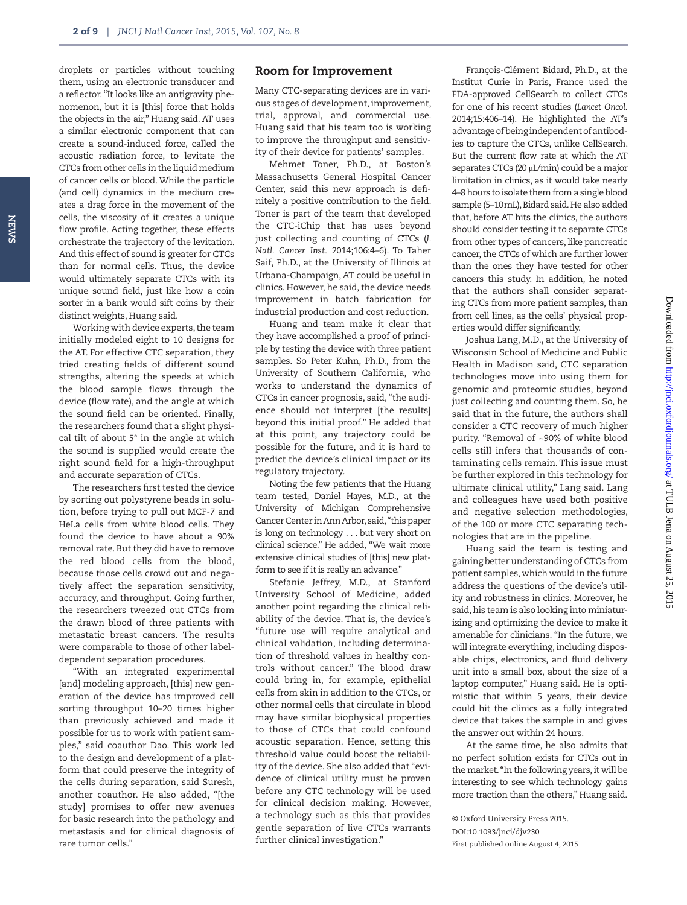droplets or particles without touching them, using an electronic transducer and a reflector. "It looks like an antigravity phenomenon, but it is [this] force that holds the objects in the air," Huang said. AT uses a similar electronic component that can create a sound-induced force, called the acoustic radiation force, to levitate the CTCs from other cells in the liquid medium of cancer cells or blood. While the particle (and cell) dynamics in the medium creates a drag force in the movement of the cells, the viscosity of it creates a unique flow profile. Acting together, these effects orchestrate the trajectory of the levitation. And this effect of sound is greater for CTCs than for normal cells. Thus, the device would ultimately separate CTCs with its unique sound field, just like how a coin sorter in a bank would sift coins by their distinct weights, Huang said.

Working with device experts, the team initially modeled eight to 10 designs for the AT. For effective CTC separation, they tried creating fields of different sound strengths, altering the speeds at which the blood sample flows through the device (flow rate), and the angle at which the sound field can be oriented. Finally, the researchers found that a slight physical tilt of about 5° in the angle at which the sound is supplied would create the right sound field for a high-throughput and accurate separation of CTCs.

The researchers first tested the device by sorting out polystyrene beads in solution, before trying to pull out MCF-7 and HeLa cells from white blood cells. They found the device to have about a 90% removal rate. But they did have to remove the red blood cells from the blood, because those cells crowd out and negatively affect the separation sensitivity, accuracy, and throughput. Going further, the researchers tweezed out CTCs from the drawn blood of three patients with metastatic breast cancers. The results were comparable to those of other label-dependent separation procedures.

"With an integrated experimental [and] modeling approach, [this] new generation of the device has improved cell sorting throughput 10–20 times higher than previously achieved and made it possible for us to work with patient samples," said coauthor Dao. This work led to the design and development of a platform that could preserve the integrity of the cells during separation, said Suresh, another coauthor. He also added, "[the study] promises to offer new avenues for basic research into the pathology and metastasis and for clinical diagnosis of rare tumor cells."

## Room for Improvement

Many CTC-separating devices are in various stages of development, improvement, trial, approval, and commercial use. Huang said that his team too is working to improve the throughput and sensitivity of their device for patients' samples.

Mehmet Toner, Ph.D., at Boston's Massachusetts General Hospital Cancer Center, said this new approach is definitely a positive contribution to the field. Toner is part of the team that developed the CTC-iChip that has uses beyond just collecting and counting of CTCs (*J. Natl. Cancer Inst.* 2014;106:4–6). To Taher Saif, Ph.D., at the University of Illinois at Urbana-Champaign, AT could be useful in clinics. However, he said, the device needs improvement in batch fabrication for industrial production and cost reduction.

Huang and team make it clear that they have accomplished a proof of principle by testing the device with three patient samples. So Peter Kuhn, Ph.D., from the University of Southern California, who works to understand the dynamics of CTCs in cancer prognosis, said, "the audience should not interpret [the results] beyond this initial proof." He added that at this point, any trajectory could be possible for the future, and it is hard to predict the device's clinical impact or its regulatory trajectory.

Noting the few patients that the Huang team tested, Daniel Hayes, M.D., at the University of Michigan Comprehensive Cancer Center in Ann Arbor, said, "this paper is long on technology . . . but very short on clinical science." He added, "We wait more extensive clinical studies of [this] new platform to see if it is really an advance."

Stefanie Jeffrey, M.D., at Stanford University School of Medicine, added another point regarding the clinical reliability of the device. That is, the device's "future use will require analytical and clinical validation, including determination of threshold values in healthy controls without cancer." The blood draw could bring in, for example, epithelial cells from skin in addition to the CTCs, or other normal cells that circulate in blood may have similar biophysical properties to those of CTCs that could confound acoustic separation. Hence, setting this threshold value could boost the reliability of the device. She also added that "evidence of clinical utility must be proven before any CTC technology will be used for clinical decision making. However, a technology such as this that provides gentle separation of live CTCs warrants further clinical investigation."

François-Clément Bidard, Ph.D., at the Institut Curie in Paris, France used the FDA-approved CellSearch to collect CTCs for one of his recent studies (*Lancet Oncol.* 2014;15:406–14). He highlighted the AT's advantage of being independent of antibodies to capture the CTCs, unlike CellSearch. But the current flow rate at which the AT separates CTCs (20 µL/min) could be a major limitation in clinics, as it would take nearly 4–8 hours to isolate them from a single blood sample (5–10mL), Bidard said. He also added that, before AT hits the clinics, the authors should consider testing it to separate CTCs from other types of cancers, like pancreatic cancer, the CTCs of which are further lower than the ones they have tested for other cancers this study. In addition, he noted that the authors shall consider separating CTCs from more patient samples, than from cell lines, as the cells' physical properties would differ significantly.

Joshua Lang, M.D., at the University of Wisconsin School of Medicine and Public Health in Madison said, CTC separation technologies move into using them for genomic and proteomic studies, beyond just collecting and counting them. So, he said that in the future, the authors shall consider a CTC recovery of much higher purity. "Removal of ~90% of white blood cells still infers that thousands of contaminating cells remain. This issue must be further explored in this technology for ultimate clinical utility," Lang said. Lang and colleagues have used both positive and negative selection methodologies, of the 100 or more CTC separating technologies that are in the pipeline.

Huang said the team is testing and gaining better understanding of CTCs from patient samples, which would in the future address the questions of the device's utility and robustness in clinics. Moreover, he said, his team is also looking into miniaturizing and optimizing the device to make it amenable for clinicians. "In the future, we will integrate everything, including disposable chips, electronics, and fluid delivery unit into a small box, about the size of a laptop computer," Huang said. He is optimistic that within 5 years, their device could hit the clinics as a fully integrated device that takes the sample in and gives the answer out within 24 hours.

At the same time, he also admits that no perfect solution exists for CTCs out in the market. "In the following years, it will be interesting to see which technology gains more traction than the others," Huang said.

© Oxford University Press 2015.
DOI:10.1093/jnci/djv230
First published online August 4, 2015